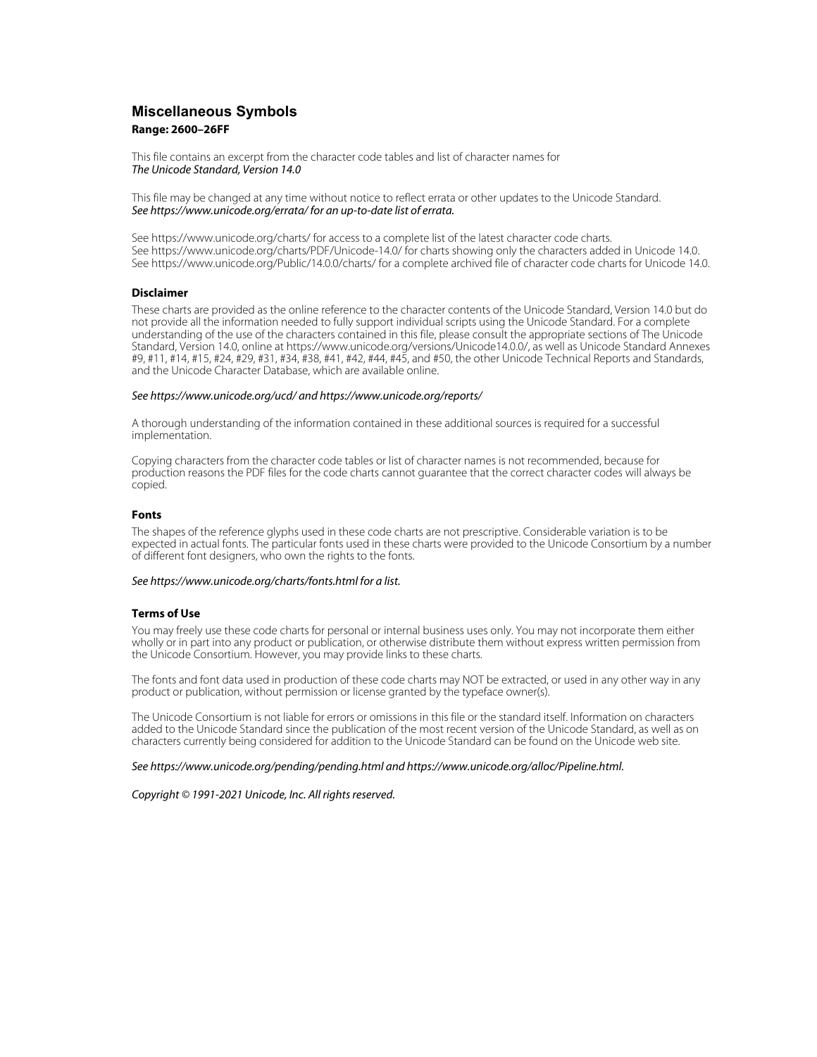# Miscellaneous Symbols

**Range: 2600–26FF**

This file contains an excerpt from the character code tables and list of character names for
*The Unicode Standard, Version 14.0*

This file may be changed at any time without notice to reflect errata or other updates to the Unicode Standard.
*See https://www.unicode.org/errata/ for an up-to-date list of errata.*

See https://www.unicode.org/charts/ for access to a complete list of the latest character code charts.
See https://www.unicode.org/charts/PDF/Unicode-14.0/ for charts showing only the characters added in Unicode 14.0.
See https://www.unicode.org/Public/14.0.0/charts/ for a complete archived file of character code charts for Unicode 14.0.

### Disclaimer

These charts are provided as the online reference to the character contents of the Unicode Standard, Version 14.0 but do not provide all the information needed to fully support individual scripts using the Unicode Standard. For a complete understanding of the use of the characters contained in this file, please consult the appropriate sections of The Unicode Standard, Version 14.0, online at https://www.unicode.org/versions/Unicode14.0.0/, as well as Unicode Standard Annexes #9, #11, #14, #15, #24, #29, #31, #34, #38, #41, #42, #44, #45, and #50, the other Unicode Technical Reports and Standards, and the Unicode Character Database, which are available online.

*See https://www.unicode.org/ucd/ and https://www.unicode.org/reports/*

A thorough understanding of the information contained in these additional sources is required for a successful implementation.

Copying characters from the character code tables or list of character names is not recommended, because for production reasons the PDF files for the code charts cannot guarantee that the correct character codes will always be copied.

### Fonts

The shapes of the reference glyphs used in these code charts are not prescriptive. Considerable variation is to be expected in actual fonts. The particular fonts used in these charts were provided to the Unicode Consortium by a number of different font designers, who own the rights to the fonts.

*See https://www.unicode.org/charts/fonts.html for a list.*

### Terms of Use

You may freely use these code charts for personal or internal business uses only. You may not incorporate them either wholly or in part into any product or publication, or otherwise distribute them without express written permission from the Unicode Consortium. However, you may provide links to these charts.

The fonts and font data used in production of these code charts may NOT be extracted, or used in any other way in any product or publication, without permission or license granted by the typeface owner(s).

The Unicode Consortium is not liable for errors or omissions in this file or the standard itself. Information on characters added to the Unicode Standard since the publication of the most recent version of the Unicode Standard, as well as on characters currently being considered for addition to the Unicode Standard can be found on the Unicode web site.

*See https://www.unicode.org/pending/pending.html and https://www.unicode.org/alloc/Pipeline.html.*

*Copyright © 1991-2021 Unicode, Inc. All rights reserved.*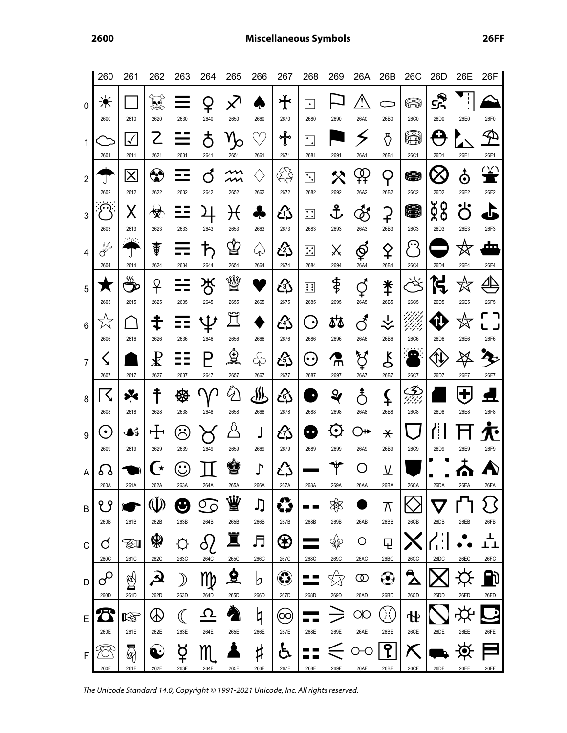# 2600 Miscellaneous Symbols 26FF

| | 260 | 261 | 262 | 263 | 264 | 265 | 266 | 267 | 268 | 269 | 26A | 26B | 26C | 26D | 26E | 26F |
|---|---|---|---|---|---|---|---|---|---|---|---|---|---|---|---|---|
| 0 | ☀ 2600 | ☐ 2610 | ☠ 2620 | ☰ 2630 | ♀ 2640 | ♐ 2650 | ♠ 2660 | ♰ 2670 | ⚀ 2680 | ⚐ 2690 | ⚠ 26A0 | ⚰ 26B0 | ⛀ 26C0 | ⛐ 26D0 | ⛠ 26E0 | ⛰ 26F0 |
| 1 | ☁ 2601 | ☑ 2611 | ☡ 2621 | ☱ 2631 | ♁ 2641 | ♑ 2651 | ♡ 2661 | ♱ 2671 | ⚁ 2681 | ⚑ 2691 | ⚡ 26A1 | ⚱ 26B1 | ⛁ 26C1 | ⛑ 26D1 | ⛡ 26E1 | ⛱ 26F1 |
| 2 | ☂ 2602 | ☒ 2612 | ☢ 2622 | ☲ 2632 | ♂ 2642 | ♒ 2652 | ♢ 2662 | ♲ 2672 | ⚂ 2682 | ⚒ 2692 | ⚢ 26A2 | ⚲ 26B2 | ⛂ 26C2 | ⛒ 26D2 | ⛢ 26E2 | ⛲ 26F2 |
| 3 | ☃ 2603 | ☓ 2613 | ☣ 2623 | ☳ 2633 | ♃ 2643 | ♓ 2653 | ♣ 2663 | ♳ 2673 | ⚃ 2683 | ⚓ 2693 | ⚣ 26A3 | ⚳ 26B3 | ⛃ 26C3 | ⛓ 26D3 | ⛣ 26E3 | ⛳ 26F3 |
| 4 | ☄ 2604 | ☔ 2614 | ☤ 2624 | ☴ 2634 | ♄ 2644 | ♔ 2654 | ♤ 2664 | ♴ 2674 | ⚄ 2684 | ⚔ 2694 | ⚤ 26A4 | ⚴ 26B4 | ⛄ 26C4 | ⛔ 26D4 | ⛤ 26E4 | ⛴ 26F4 |
| 5 | ★ 2605 | ☕ 2615 | ☥ 2625 | ☵ 2635 | ♅ 2645 | ♕ 2655 | ♥ 2665 | ♵ 2675 | ⚅ 2685 | ⚕ 2695 | ⚥ 26A5 | ⚵ 26B5 | ⛅ 26C5 | ⛕ 26D5 | ⛥ 26E5 | ⛵ 26F5 |
| 6 | ☆ 2606 | ☖ 2616 | ☦ 2626 | ☶ 2636 | ♆ 2646 | ♖ 2656 | ♦ 2666 | ♶ 2676 | ⚆ 2686 | ⚖ 2696 | ⚦ 26A6 | ⚶ 26B6 | ⛆ 26C6 | ⛖ 26D6 | ⛦ 26E6 | ⛶ 26F6 |
| 7 | ☇ 2607 | ☗ 2617 | ☧ 2627 | ☷ 2637 | ♇ 2647 | ♗ 2657 | ♧ 2667 | ♷ 2677 | ⚇ 2687 | ⚗ 2697 | ⚧ 26A7 | ⚷ 26B7 | ⛇ 26C7 | ⛗ 26D7 | ⛧ 26E7 | ⛷ 26F7 |
| 8 | ☈ 2608 | ☘ 2618 | ☨ 2628 | ☸ 2638 | ♈ 2648 | ♘ 2658 | ♨ 2668 | ♸ 2678 | ⚈ 2688 | ⚘ 2698 | ⚨ 26A8 | ⚸ 26B8 | ⛈ 26C8 | ⛘ 26D8 | ⛨ 26E8 | ⛸ 26F8 |
| 9 | ☉ 2609 | ☙ 2619 | ☩ 2629 | ☹ 2639 | ♉ 2649 | ♙ 2659 | ♩ 2669 | ♹ 2679 | ⚉ 2689 | ⚙ 2699 | ⚩ 26A9 | ⚹ 26B9 | ⛉ 26C9 | ⛙ 26D9 | ⛩ 26E9 | ⛹ 26F9 |
| A | ☊ 260A | ☚ 261A | ☪ 262A | ☺ 263A | ♊ 264A | ♚ 265A | ♪ 266A | ♺ 267A | ⚊ 268A | ⚚ 269A | ⚪ 26AA | ⚺ 26BA | ⛊ 26CA | ⛚ 26DA | ⛪ 26EA | ⛺ 26FA |
| B | ☋ 260B | ☛ 261B | ☫ 262B | ☻ 263B | ♋ 264B | ♛ 265B | ♫ 266B | ♻ 267B | ⚋ 268B | ⚛ 269B | ⚫ 26AB | ⚻ 26BB | ⛋ 26CB | ⛛ 26DB | ⛫ 26EB | ⛻ 26FB |
| C | ☌ 260C | ☜ 261C | ☬ 262C | ☼ 263C | ♌ 264C | ♜ 265C | ♬ 266C | ♼ 267C | ⚌ 268C | ⚜ 269C | ⚬ 26AC | ⚼ 26BC | ⛌ 26CC | ⛜ 26DC | ⛬ 26EC | ⛼ 26FC |
| D | ☍ 260D | ☝ 261D | ☭ 262D | ☽ 263D | ♍ 264D | ♝ 265D | ♭ 266D | ♽ 267D | ⚍ 268D | ⚝ 269D | ⚭ 26AD | ⚽ 26BD | ⛍ 26CD | ⛝ 26DD | ⛭ 26ED | ⛽ 26FD |
| E | ☎ 260E | ☞ 261E | ☮ 262E | ☾ 263E | ♎ 264E | ♞ 265E | ♮ 266E | ♾ 267E | ⚎ 268E | ⚞ 269E | ⚮ 26AE | ⚾ 26BE | ⛎ 26CE | ⛞ 26DE | ⛮ 26EE | ⛾ 26FE |
| F | ☏ 260F | ☟ 261F | ☯ 262F | ☿ 263F | ♏ 264F | ♟ 265F | ♯ 266F | ♿ 267F | ⚏ 268F | ⚟ 269F | ⚯ 26AF | ⚿ 26BF | ⛏ 26CF | ⛟ 26DF | ⛯ 26EF | ⛿ 26FF |

*The Unicode Standard 14.0, Copyright © 1991-2021 Unicode, Inc. All rights reserved.*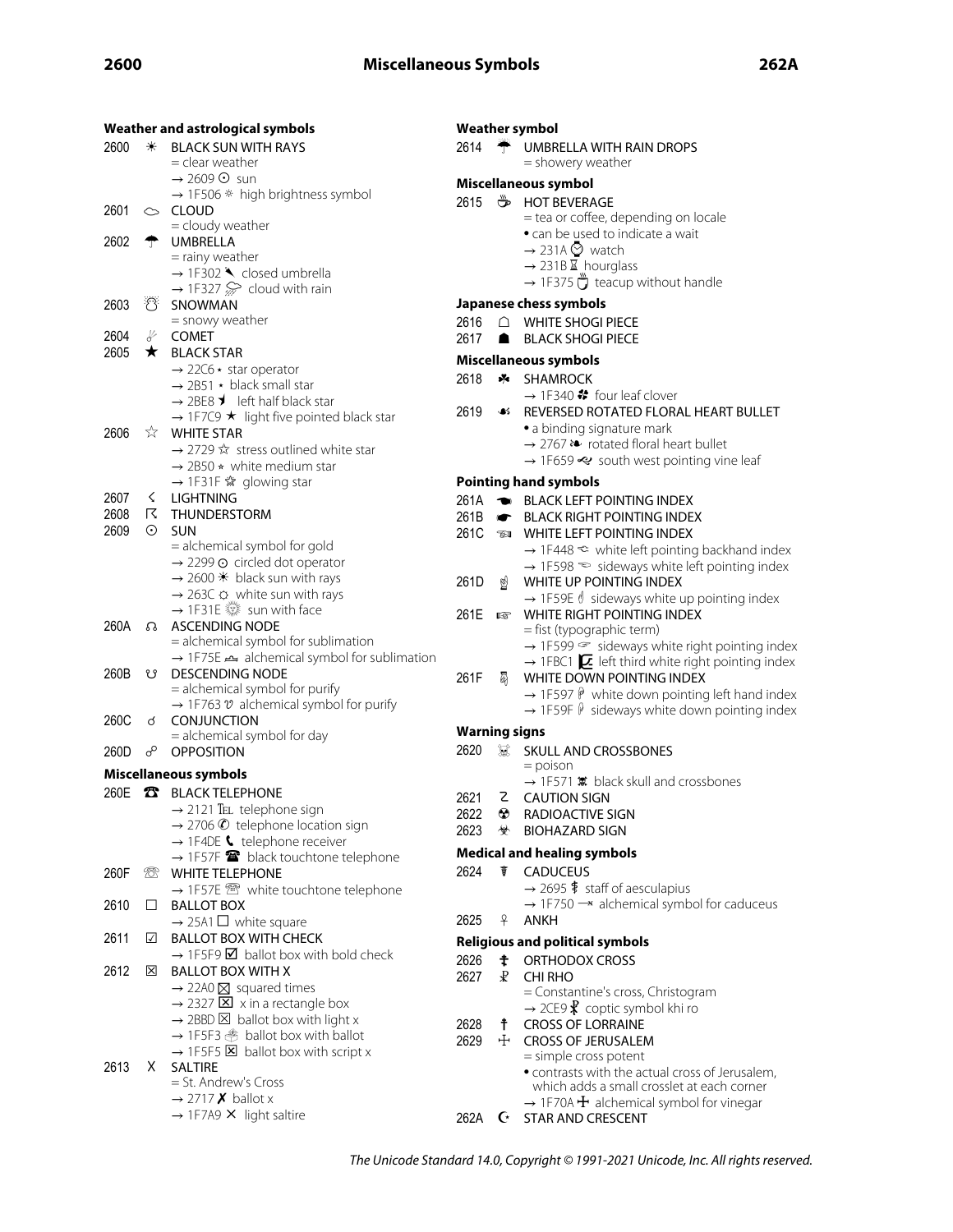### Weather and astrological symbols

2600 ☀ BLACK SUN WITH RAYS
= clear weather
→ 2609 ☉ sun
→ 1F506 🔆 high brightness symbol

2601 ☁ CLOUD
= cloudy weather

2602 ☂ UMBRELLA
= rainy weather
→ 1F302 🌂 closed umbrella
→ 1F327 🌧 cloud with rain

2603 ☃ SNOWMAN
= snowy weather

2604 ☄ COMET

2605 ★ BLACK STAR
→ 22C6 ⋆ star operator
→ 2B51 ⭑ black small star
→ 2BE8 ⯨ left half black star
→ 1F7C9 🟉 light five pointed black star

2606 ☆ WHITE STAR
→ 2729 ✩ stress outlined white star
→ 2B50 ⭐ white medium star
→ 1F31F 🌟 glowing star

2607 ☇ LIGHTNING

2608 ☈ THUNDERSTORM

2609 ☉ SUN
= alchemical symbol for gold
→ 2299 ⊙ circled dot operator
→ 2600 ☀ black sun with rays
→ 263C ☼ white sun with rays
→ 1F31E 🌞 sun with face

260A ☊ ASCENDING NODE
= alchemical symbol for sublimation
→ 1F75E 🝞 alchemical symbol for sublimation

260B ☋ DESCENDING NODE
= alchemical symbol for purify
→ 1F763 🝣 alchemical symbol for purify

260C ☌ CONJUNCTION
= alchemical symbol for day

260D ☍ OPPOSITION

### Miscellaneous symbols

260E ☎ BLACK TELEPHONE
→ 2121 ℡ telephone sign
→ 2706 ✆ telephone location sign
→ 1F4DE 📞 telephone receiver
→ 1F57F 🕿 black touchtone telephone

260F ☏ WHITE TELEPHONE
→ 1F57E 🕾 white touchtone telephone

2610 ☐ BALLOT BOX
→ 25A1 □ white square

2611 ☑ BALLOT BOX WITH CHECK
→ 1F5F9 🗹 ballot box with bold check

2612 ☒ BALLOT BOX WITH X
→ 22A0 ⊠ squared times
→ 2327 ⌧ x in a rectangle box
→ 2BBD ⮽ ballot box with light x
→ 1F5F3 🗳 ballot box with ballot
→ 1F5F5 🗵 ballot box with script x

2613 ☓ SALTIRE
= St. Andrew's Cross
→ 2717 ✗ ballot x
→ 1F7A9 🞩 light saltire

### Weather symbol

2614 ☔ UMBRELLA WITH RAIN DROPS
= showery weather

### Miscellaneous symbol

2615 ☕ HOT BEVERAGE
= tea or coffee, depending on locale
• can be used to indicate a wait
→ 231A ⌚ watch
→ 231B ⌛ hourglass
→ 1F375 🍵 teacup without handle

### Japanese chess symbols

2616 ☖ WHITE SHOGI PIECE

2617 ☗ BLACK SHOGI PIECE

### Miscellaneous symbols

2618 ☘ SHAMROCK
→ 1F340 🍀 four leaf clover

2619 ☙ REVERSED ROTATED FLORAL HEART BULLET
• a binding signature mark
→ 2767 ❧ rotated floral heart bullet
→ 1F659 🙙 south west pointing vine leaf

### Pointing hand symbols

261A ☚ BLACK LEFT POINTING INDEX

261B ☛ BLACK RIGHT POINTING INDEX

261C ☜ WHITE LEFT POINTING INDEX
→ 1F448 👈 white left pointing backhand index
→ 1F598 🖘 sideways white left pointing index

261D ☝ WHITE UP POINTING INDEX
→ 1F59E 🖞 sideways white up pointing index

261E ☞ WHITE RIGHT POINTING INDEX
= fist (typographic term)
→ 1F599 🖙 sideways white right pointing index
→ 1FBC1 🯁 left third white right pointing index

261F ☟ WHITE DOWN POINTING INDEX
→ 1F597 🖗 white down pointing left hand index
→ 1F59F 🖟 sideways white down pointing index

### Warning signs

2620 ☠ SKULL AND CROSSBONES
= poison
→ 1F571 🕱 black skull and crossbones

2621 ☡ CAUTION SIGN

2622 ☢ RADIOACTIVE SIGN

2623 ☣ BIOHAZARD SIGN

### Medical and healing symbols

2624 ☤ CADUCEUS
→ 2695 ⚕ staff of aesculapius
→ 1F750 🝐 alchemical symbol for caduceus

2625 ☥ ANKH

### Religious and political symbols

2626 ☦ ORTHODOX CROSS

2627 ☧ CHI RHO
= Constantine's cross, Christogram
→ 2CE9 ⳩ coptic symbol khi ro

2628 ☨ CROSS OF LORRAINE

2629 ☩ CROSS OF JERUSALEM
= simple cross potent
• contrasts with the actual cross of Jerusalem, which adds a small crosslet at each corner
→ 1F70A 🜊 alchemical symbol for vinegar

262A ☪ STAR AND CRESCENT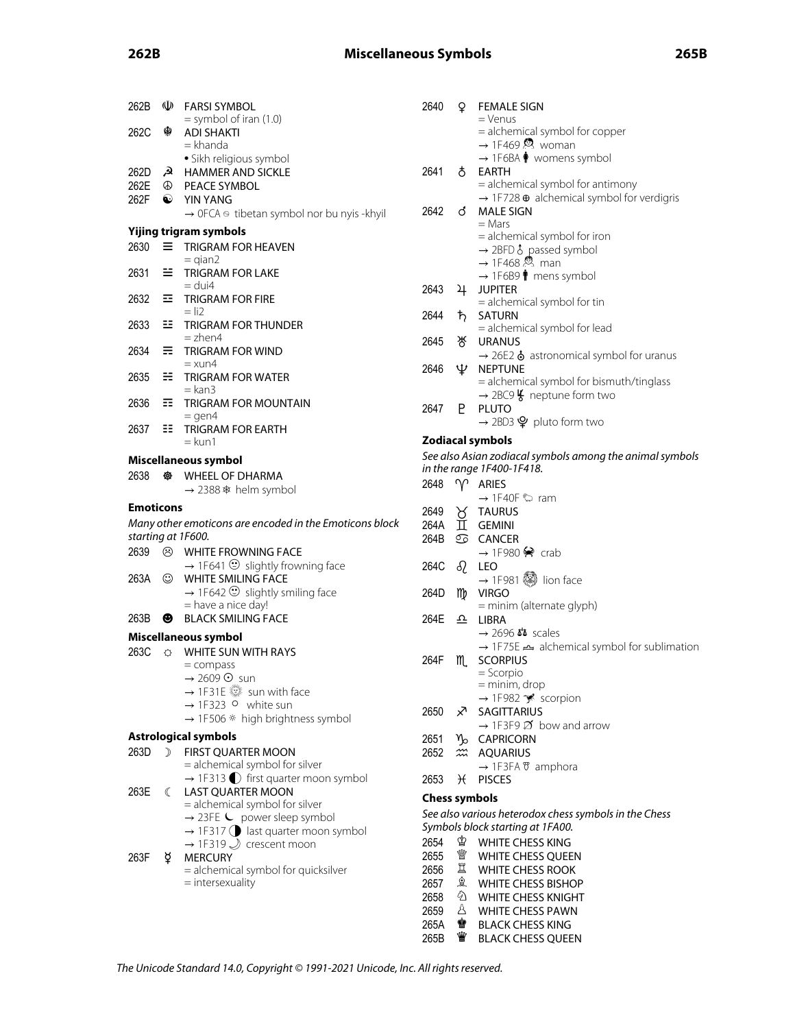262B ☫ FARSI SYMBOL
= symbol of iran (1.0)

262C ☬ ADI SHAKTI
= khanda
• Sikh religious symbol

262D ☭ HAMMER AND SICKLE

262E ☮ PEACE SYMBOL

262F ☯ YIN YANG
→ 0FCA ࿊ tibetan symbol nor bu nyis -khyil

### Yijing trigram symbols

2630 ☰ TRIGRAM FOR HEAVEN
= qian2

2631 ☱ TRIGRAM FOR LAKE
= dui4

2632 ☲ TRIGRAM FOR FIRE
= li2

2633 ☳ TRIGRAM FOR THUNDER
= zhen4

2634 ☴ TRIGRAM FOR WIND
= xun4

2635 ☵ TRIGRAM FOR WATER
= kan3

2636 ☶ TRIGRAM FOR MOUNTAIN
= gen4

2637 ☷ TRIGRAM FOR EARTH
= kun1

### Miscellaneous symbol

2638 ☸ WHEEL OF DHARMA
→ 2388 ⎈ helm symbol

### Emoticons

*Many other emoticons are encoded in the Emoticons block starting at 1F600.*

2639 ☹ WHITE FROWNING FACE
→ 1F641 🙁 slightly frowning face

263A ☺ WHITE SMILING FACE
→ 1F642 🙂 slightly smiling face
= have a nice day!

263B ☻ BLACK SMILING FACE

### Miscellaneous symbol

263C ☼ WHITE SUN WITH RAYS
= compass
→ 2609 ☉ sun
→ 1F31E 🌞 sun with face
→ 1F323 🌣 white sun
→ 1F506 🔆 high brightness symbol

### Astrological symbols

263D ☽ FIRST QUARTER MOON
= alchemical symbol for silver
→ 1F313 🌓 first quarter moon symbol

263E ☾ LAST QUARTER MOON
= alchemical symbol for silver
→ 23FE ⏾ power sleep symbol
→ 1F317 🌗 last quarter moon symbol
→ 1F319 🌙 crescent moon

263F ☿ MERCURY
= alchemical symbol for quicksilver
= intersexuality

2640 ♀ FEMALE SIGN
= Venus
= alchemical symbol for copper
→ 1F469 👩 woman
→ 1F6BA 🚺 womens symbol

2641 ♁ EARTH
= alchemical symbol for antimony
→ 1F728 🜨 alchemical symbol for verdigris

2642 ♂ MALE SIGN
= Mars
= alchemical symbol for iron
→ 2BFD ⯽ passed symbol
→ 1F468 👨 man
→ 1F6B9 🚹 mens symbol

2643 ♃ JUPITER
= alchemical symbol for tin

2644 ♄ SATURN
= alchemical symbol for lead

2645 ♅ URANUS
→ 26E2 ⛢ astronomical symbol for uranus

2646 ♆ NEPTUNE
= alchemical symbol for bismuth/tinglass
→ 2BC9 ⯉ neptune form two

2647 ♇ PLUTO
→ 2BD3 ⯓ pluto form two

### Zodiacal symbols

*See also Asian zodiacal symbols among the animal symbols in the range 1F400-1F418.*

2648 ♈ ARIES
→ 1F40F 🐏 ram

2649 ♉ TAURUS

264A ♊ GEMINI

264B ♋ CANCER
→ 1F980 🦀 crab

264C ♌ LEO
→ 1F981 🦁 lion face

264D ♍ VIRGO
= minim (alternate glyph)

264E ♎ LIBRA
→ 2696 ⚖ scales
→ 1F75E 🝞 alchemical symbol for sublimation

264F ♏ SCORPIUS
= Scorpio
= minim, drop
→ 1F982 🦂 scorpion

2650 ♐ SAGITTARIUS
→ 1F3F9 🏹 bow and arrow

2651 ♑ CAPRICORN

2652 ♒ AQUARIUS
→ 1F3FA 🏺 amphora

2653 ♓ PISCES

### Chess symbols

*See also various heterodox chess symbols in the Chess Symbols block starting at 1FA00.*

2654 ♔ WHITE CHESS KING

2655 ♕ WHITE CHESS QUEEN

2656 ♖ WHITE CHESS ROOK

2657 ♗ WHITE CHESS BISHOP

2658 ♘ WHITE CHESS KNIGHT

2659 ♙ WHITE CHESS PAWN

265A ♚ BLACK CHESS KING

265B ♛ BLACK CHESS QUEEN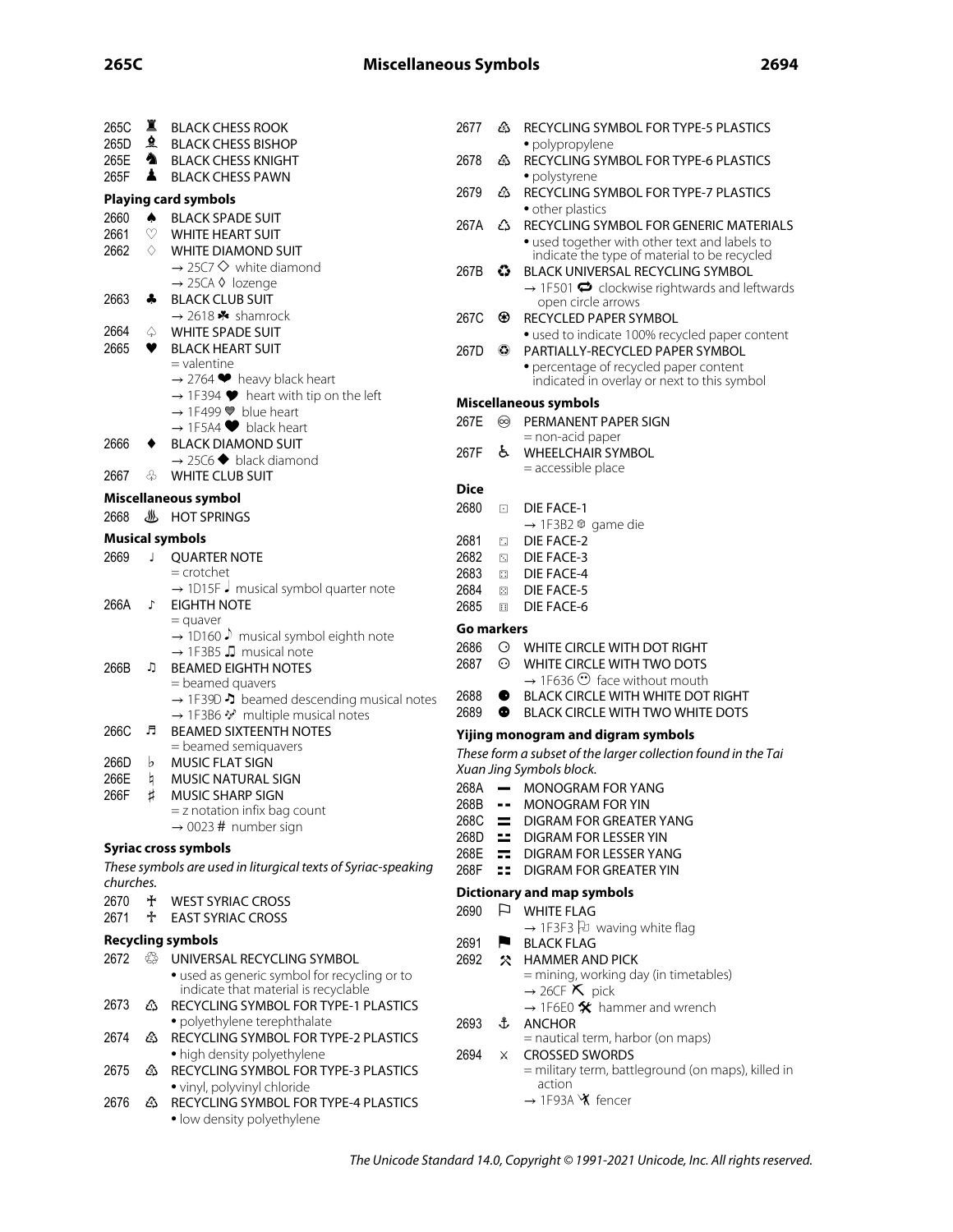265C ♜ BLACK CHESS ROOK
265D ♝ BLACK CHESS BISHOP
265E ♞ BLACK CHESS KNIGHT
265F ♟ BLACK CHESS PAWN

### Playing card symbols

2660 ♠ BLACK SPADE SUIT
2661 ♡ WHITE HEART SUIT
2662 ♢ WHITE DIAMOND SUIT
- → 25C7 ◇ white diamond
- → 25CA ◊ lozenge

2663 ♣ BLACK CLUB SUIT
- → 2618 ☘ shamrock

2664 ♤ WHITE SPADE SUIT
2665 ♥ BLACK HEART SUIT
- = valentine
- → 2764 ❤ heavy black heart
- → 1F394 🎔 heart with tip on the left
- → 1F499 💙 blue heart
- → 1F5A4 🖤 black heart

2666 ♦ BLACK DIAMOND SUIT
- → 25C6 ◆ black diamond

2667 ♧ WHITE CLUB SUIT

### Miscellaneous symbol

2668 ♨ HOT SPRINGS

### Musical symbols

2669 ♩ QUARTER NOTE
- = crotchet
- → 1D15F 𝅘𝅥 musical symbol quarter note

266A ♪ EIGHTH NOTE
- = quaver
- → 1D160 𝅘𝅥𝅮 musical symbol eighth note
- → 1F3B5 🎵 musical note

266B ♫ BEAMED EIGHTH NOTES
- = beamed quavers
- → 1F39D 🎝 beamed descending musical notes
- → 1F3B6 🎶 multiple musical notes

266C ♬ BEAMED SIXTEENTH NOTES
- = beamed semiquavers

266D ♭ MUSIC FLAT SIGN
266E ♮ MUSIC NATURAL SIGN
266F ♯ MUSIC SHARP SIGN
- = z notation infix bag count
- → 0023 # number sign

### Syriac cross symbols

*These symbols are used in liturgical texts of Syriac-speaking churches.*

2670 ♰ WEST SYRIAC CROSS
2671 ♱ EAST SYRIAC CROSS

### Recycling symbols

2672 ♲ UNIVERSAL RECYCLING SYMBOL
- • used as generic symbol for recycling or to indicate that material is recyclable

2673 ♳ RECYCLING SYMBOL FOR TYPE-1 PLASTICS
- • polyethylene terephthalate

2674 ♴ RECYCLING SYMBOL FOR TYPE-2 PLASTICS
- • high density polyethylene

2675 ♵ RECYCLING SYMBOL FOR TYPE-3 PLASTICS
- • vinyl, polyvinyl chloride

2676 ♶ RECYCLING SYMBOL FOR TYPE-4 PLASTICS
- • low density polyethylene

2677 ♷ RECYCLING SYMBOL FOR TYPE-5 PLASTICS
- • polypropylene

2678 ♸ RECYCLING SYMBOL FOR TYPE-6 PLASTICS
- • polystyrene

2679 ♹ RECYCLING SYMBOL FOR TYPE-7 PLASTICS
- • other plastics

267A ♺ RECYCLING SYMBOL FOR GENERIC MATERIALS
- • used together with other text and labels to indicate the type of material to be recycled

267B ♻ BLACK UNIVERSAL RECYCLING SYMBOL
- → 1F501 🔁 clockwise rightwards and leftwards open circle arrows

267C ♼ RECYCLED PAPER SYMBOL
- • used to indicate 100% recycled paper content

267D ♽ PARTIALLY-RECYCLED PAPER SYMBOL
- • percentage of recycled paper content indicated in overlay or next to this symbol

### Miscellaneous symbols

267E ♾ PERMANENT PAPER SIGN
- = non-acid paper

267F ♿ WHEELCHAIR SYMBOL
- = accessible place

### Dice

2680 ⚀ DIE FACE-1
- → 1F3B2 🎲 game die

2681 ⚁ DIE FACE-2
2682 ⚂ DIE FACE-3
2683 ⚃ DIE FACE-4
2684 ⚄ DIE FACE-5
2685 ⚅ DIE FACE-6

### Go markers

2686 ⚆ WHITE CIRCLE WITH DOT RIGHT
2687 ⚇ WHITE CIRCLE WITH TWO DOTS
- → 1F636 😶 face without mouth

2688 ⚈ BLACK CIRCLE WITH WHITE DOT RIGHT
2689 ⚉ BLACK CIRCLE WITH TWO WHITE DOTS

### Yijing monogram and digram symbols

*These form a subset of the larger collection found in the Tai Xuan Jing Symbols block.*

268A ⚊ MONOGRAM FOR YANG
268B ⚋ MONOGRAM FOR YIN
268C ⚌ DIGRAM FOR GREATER YANG
268D ⚍ DIGRAM FOR LESSER YIN
268E ⚎ DIGRAM FOR LESSER YANG
268F ⚏ DIGRAM FOR GREATER YIN

### Dictionary and map symbols

2690 ⚐ WHITE FLAG
- → 1F3F3 🏳 waving white flag

2691 ⚑ BLACK FLAG
2692 ⚒ HAMMER AND PICK
- = mining, working day (in timetables)
- → 26CF ⛏ pick
- → 1F6E0 🛠 hammer and wrench

2693 ⚓ ANCHOR
- = nautical term, harbor (on maps)

2694 ⚔ CROSSED SWORDS
- = military term, battleground (on maps), killed in action
- → 1F93A 🤺 fencer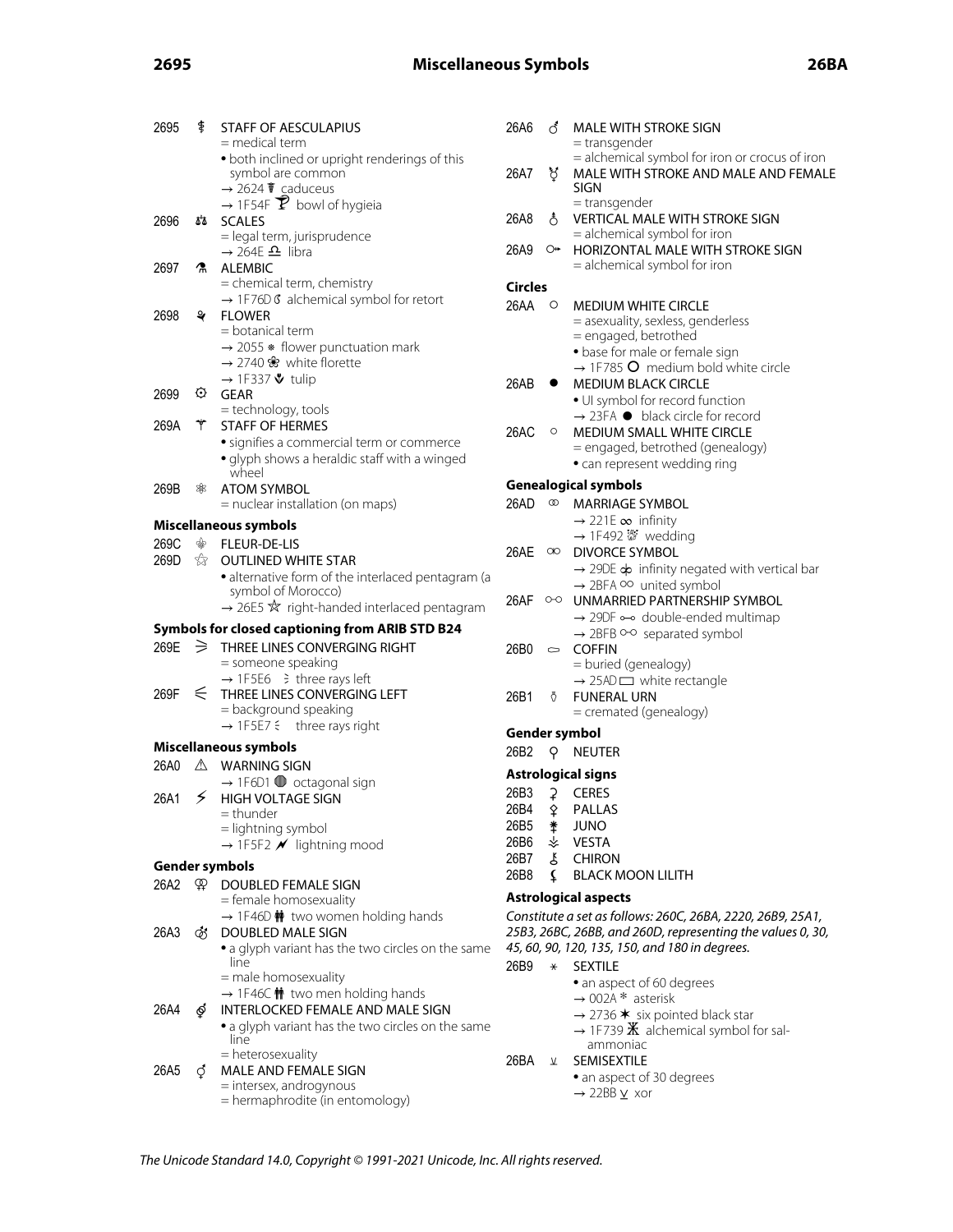2695 ⚕ STAFF OF AESCULAPIUS
= medical term
• both inclined or upright renderings of this symbol are common
→ 2624 ☤ caduceus
→ 1F54F 🕏 bowl of hygieia

2696 ⚖ SCALES
= legal term, jurisprudence
→ 264E ♎ libra

2697 ⚗ ALEMBIC
= chemical term, chemistry
→ 1F76D 🝭 alchemical symbol for retort

2698 ⚘ FLOWER
= botanical term
→ 2055 ⁕ flower punctuation mark
→ 2740 ❀ white florette
→ 1F337 🌷 tulip

2699 ⚙ GEAR
= technology, tools

269A ⚚ STAFF OF HERMES
• signifies a commercial term or commerce
• glyph shows a heraldic staff with a winged wheel

269B ⚛ ATOM SYMBOL
= nuclear installation (on maps)

**Miscellaneous symbols**

269C ⚜ FLEUR-DE-LIS

269D ⚝ OUTLINED WHITE STAR
• alternative form of the interlaced pentagram (a symbol of Morocco)
→ 26E5 ⛥ right-handed interlaced pentagram

**Symbols for closed captioning from ARIB STD B24**

269E ⚞ THREE LINES CONVERGING RIGHT
= someone speaking
→ 1F5E6 🗦 three rays left

269F ⚟ THREE LINES CONVERGING LEFT
= background speaking
→ 1F5E7 🗧 three rays right

**Miscellaneous symbols**

26A0 ⚠ WARNING SIGN
→ 1F6D1 🛑 octagonal sign

26A1 ⚡ HIGH VOLTAGE SIGN
= thunder
= lightning symbol
→ 1F5F2 🗲 lightning mood

**Gender symbols**

26A2 ⚢ DOUBLED FEMALE SIGN
= female homosexuality
→ 1F46D 👭 two women holding hands

26A3 ⚣ DOUBLED MALE SIGN
• a glyph variant has the two circles on the same line
= male homosexuality
→ 1F46C 👬 two men holding hands

26A4 ⚤ INTERLOCKED FEMALE AND MALE SIGN
• a glyph variant has the two circles on the same line
= heterosexuality

26A5 ⚥ MALE AND FEMALE SIGN
= intersex, androgynous
= hermaphrodite (in entomology)

26A6 ⚦ MALE WITH STROKE SIGN
= transgender
= alchemical symbol for iron or crocus of iron

26A7 ⚧ MALE WITH STROKE AND MALE AND FEMALE SIGN
= transgender

26A8 ⚨ VERTICAL MALE WITH STROKE SIGN
= alchemical symbol for iron

26A9 ⚩ HORIZONTAL MALE WITH STROKE SIGN
= alchemical symbol for iron

**Circles**

26AA ⚪ MEDIUM WHITE CIRCLE
= asexuality, sexless, genderless
= engaged, betrothed
• base for male or female sign
→ 1F785 🞅 medium bold white circle

26AB ⚫ MEDIUM BLACK CIRCLE
• UI symbol for record function
→ 23FA ⏺ black circle for record

26AC ⚬ MEDIUM SMALL WHITE CIRCLE
= engaged, betrothed (genealogy)
• can represent wedding ring

**Genealogical symbols**

26AD ⚭ MARRIAGE SYMBOL
→ 221E ∞ infinity
→ 1F492 💒 wedding

26AE ⚮ DIVORCE SYMBOL
→ 29DE ⧞ infinity negated with vertical bar
→ 2BFA ⯺ united symbol

26AF ⚯ UNMARRIED PARTNERSHIP SYMBOL
→ 29DF ⧟ double-ended multimap
→ 2BFB ⯻ separated symbol

26B0 ⚰ COFFIN
= buried (genealogy)
→ 25AD ▭ white rectangle

26B1 ⚱ FUNERAL URN
= cremated (genealogy)

**Gender symbol**

26B2 ⚲ NEUTER

**Astrological signs**

26B3 ⚳ CERES
26B4 ⚴ PALLAS
26B5 ⚵ JUNO
26B6 ⚶ VESTA
26B7 ⚷ CHIRON
26B8 ⚸ BLACK MOON LILITH

**Astrological aspects**

*Constitute a set as follows: 260C, 26BA, 2220, 26B9, 25A1, 25B3, 26BC, 26BB, and 260D, representing the values 0, 30, 45, 60, 90, 120, 135, 150, and 180 in degrees.*

26B9 ⚹ SEXTILE
• an aspect of 60 degrees
→ 002A * asterisk
→ 2736 ✶ six pointed black star
→ 1F739 🜹 alchemical symbol for sal-ammoniac

26BA ⚺ SEMISEXTILE
• an aspect of 30 degrees
→ 22BB ⊻ xor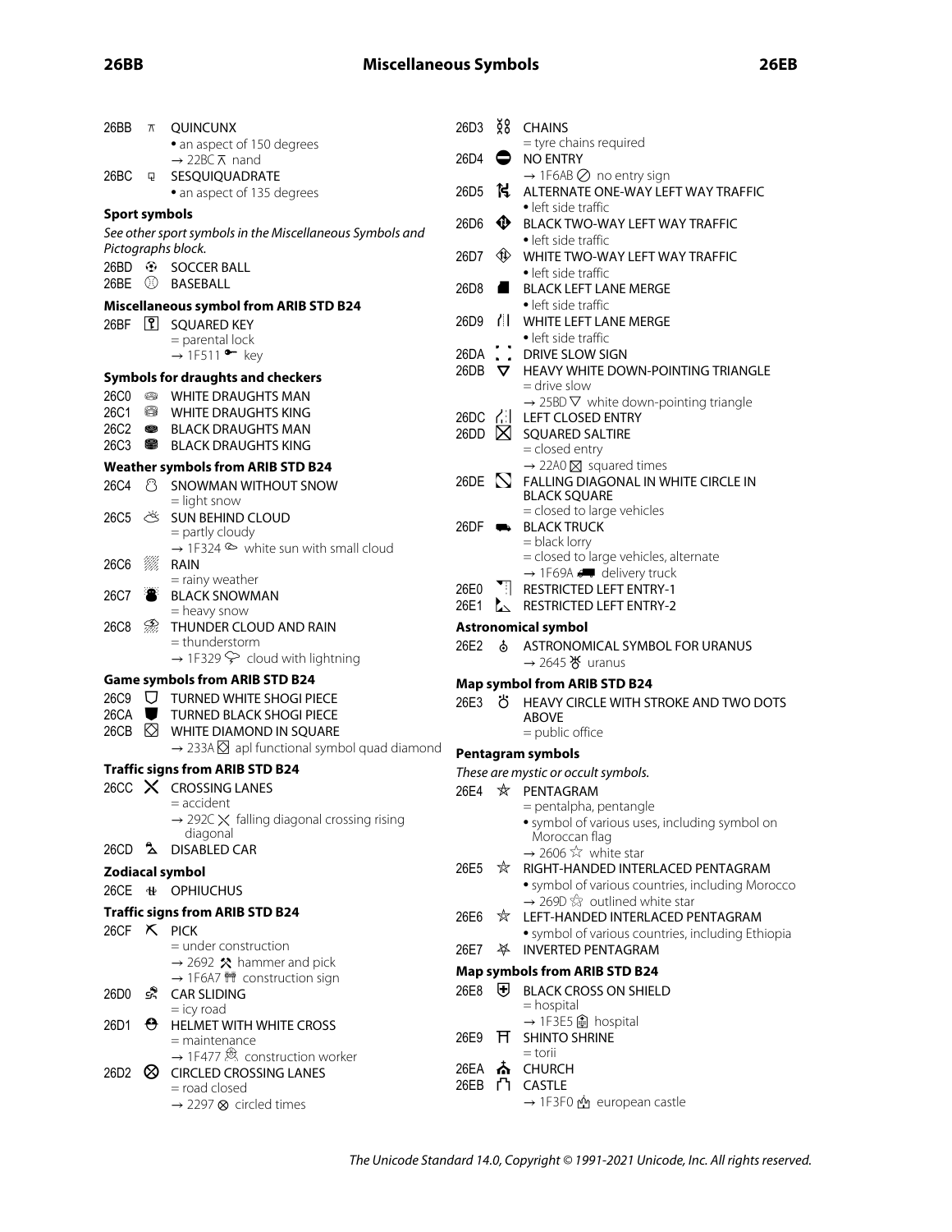26BB ⚻ QUINCUNX
- an aspect of 150 degrees
- → 22BC ⊼ nand

26BC ⚼ SESQUIQUADRATE
- an aspect of 135 degrees

### Sport symbols

*See other sport symbols in the Miscellaneous Symbols and Pictographs block.*

26BD ⚽ SOCCER BALL
26BE ⚾ BASEBALL

### Miscellaneous symbol from ARIB STD B24

26BF ⚿ SQUARED KEY
- = parental lock
- → 1F511 🔑 key

### Symbols for draughts and checkers

26C0 ⛀ WHITE DRAUGHTS MAN
26C1 ⛁ WHITE DRAUGHTS KING
26C2 ⛂ BLACK DRAUGHTS MAN
26C3 ⛃ BLACK DRAUGHTS KING

### Weather symbols from ARIB STD B24

26C4 ⛄ SNOWMAN WITHOUT SNOW
- = light snow

26C5 ⛅ SUN BEHIND CLOUD
- = partly cloudy
- → 1F324 🌤 white sun with small cloud

26C6 ⛆ RAIN
- = rainy weather

26C7 ⛇ BLACK SNOWMAN
- = heavy snow

26C8 ⛈ THUNDER CLOUD AND RAIN
- = thunderstorm
- → 1F329 🌩 cloud with lightning

### Game symbols from ARIB STD B24

26C9 ⛉ TURNED WHITE SHOGI PIECE
26CA ⛊ TURNED BLACK SHOGI PIECE
26CB ⛋ WHITE DIAMOND IN SQUARE
- → 233A ⌺ apl functional symbol quad diamond

### Traffic signs from ARIB STD B24

26CC ⛌ CROSSING LANES
- = accident
- → 292C ⤬ falling diagonal crossing rising diagonal

26CD ⛍ DISABLED CAR

### Zodiacal symbol

26CE ⛎ OPHIUCHUS

### Traffic signs from ARIB STD B24

26CF ⛏ PICK
- = under construction
- → 2692 ⚒ hammer and pick
- → 1F6A7 🚧 construction sign

26D0 ⛐ CAR SLIDING
- = icy road

26D1 ⛑ HELMET WITH WHITE CROSS
- = maintenance
- → 1F477 👷 construction worker

26D2 ⛒ CIRCLED CROSSING LANES
- = road closed
- → 2297 ⊗ circled times

26D3 ⛓ CHAINS
- = tyre chains required

26D4 ⛔ NO ENTRY
- → 1F6AB 🚫 no entry sign

26D5 ⛕ ALTERNATE ONE-WAY LEFT WAY TRAFFIC
- left side traffic

26D6 ⛖ BLACK TWO-WAY LEFT WAY TRAFFIC
- left side traffic

26D7 ⛗ WHITE TWO-WAY LEFT WAY TRAFFIC
- left side traffic

26D8 ⛘ BLACK LEFT LANE MERGE
- left side traffic

26D9 ⛙ WHITE LEFT LANE MERGE
- left side traffic

26DA ⛚ DRIVE SLOW SIGN
26DB ⛛ HEAVY WHITE DOWN-POINTING TRIANGLE
- = drive slow
- → 25BD ▽ white down-pointing triangle

26DC ⛜ LEFT CLOSED ENTRY
26DD ⛝ SQUARED SALTIRE
- = closed entry
- → 22A0 ⊠ squared times

26DE ⛞ FALLING DIAGONAL IN WHITE CIRCLE IN BLACK SQUARE
- = closed to large vehicles

26DF ⛟ BLACK TRUCK
- = black lorry
- = closed to large vehicles, alternate
- → 1F69A 🚚 delivery truck

26E0 ⛠ RESTRICTED LEFT ENTRY-1
26E1 ⛡ RESTRICTED LEFT ENTRY-2

### Astronomical symbol

26E2 ⛢ ASTRONOMICAL SYMBOL FOR URANUS
- → 2645 ♅ uranus

### Map symbol from ARIB STD B24

26E3 ⛣ HEAVY CIRCLE WITH STROKE AND TWO DOTS ABOVE
- = public office

### Pentagram symbols

*These are mystic or occult symbols.*

26E4 ⛤ PENTAGRAM
- = pentalpha, pentangle
- symbol of various uses, including symbol on Moroccan flag
- → 2606 ☆ white star

26E5 ⛥ RIGHT-HANDED INTERLACED PENTAGRAM
- symbol of various countries, including Morocco
- → 269D ⚝ outlined white star

26E6 ⛦ LEFT-HANDED INTERLACED PENTAGRAM
- symbol of various countries, including Ethiopia

26E7 ⛧ INVERTED PENTAGRAM

### Map symbols from ARIB STD B24

26E8 ⛨ BLACK CROSS ON SHIELD
- = hospital
- → 1F3E5 🏥 hospital

26E9 ⛩ SHINTO SHRINE
- = torii

26EA ⛪ CHURCH
26EB ⛫ CASTLE
- → 1F3F0 🏰 european castle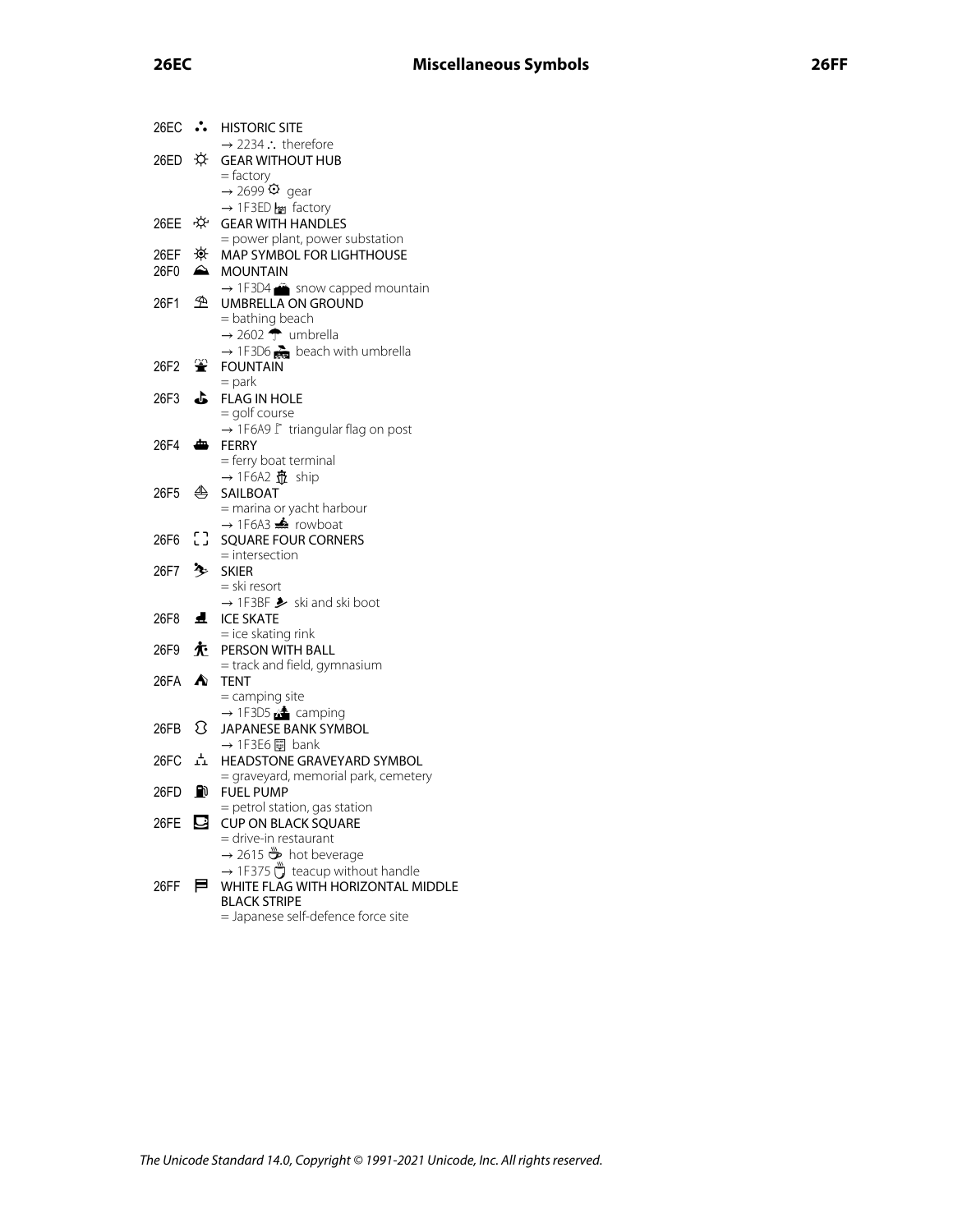26EC ⛬ HISTORIC SITE
→ 2234 ∴ therefore

26ED ⛭ GEAR WITHOUT HUB
= factory
→ 2699 ⚙ gear
→ 1F3ED 🏭 factory

26EE ⛮ GEAR WITH HANDLES
= power plant, power substation

26EF ⛯ MAP SYMBOL FOR LIGHTHOUSE

26F0 ⛰ MOUNTAIN
→ 1F3D4 🏔 snow capped mountain

26F1 ⛱ UMBRELLA ON GROUND
= bathing beach
→ 2602 ☂ umbrella
→ 1F3D6 🏖 beach with umbrella

26F2 ⛲ FOUNTAIN
= park

26F3 ⛳ FLAG IN HOLE
= golf course
→ 1F6A9 🚩 triangular flag on post

26F4 ⛴ FERRY
= ferry boat terminal
→ 1F6A2 🚢 ship

26F5 ⛵ SAILBOAT
= marina or yacht harbour
→ 1F6A3 🚣 rowboat

26F6 ⛶ SQUARE FOUR CORNERS
= intersection

26F7 ⛷ SKIER
= ski resort
→ 1F3BF 🎿 ski and ski boot

26F8 ⛸ ICE SKATE
= ice skating rink

26F9 ⛹ PERSON WITH BALL
= track and field, gymnasium

26FA ⛺ TENT
= camping site
→ 1F3D5 🏕 camping

26FB ⛻ JAPANESE BANK SYMBOL
→ 1F3E6 🏦 bank

26FC ⛼ HEADSTONE GRAVEYARD SYMBOL
= graveyard, memorial park, cemetery

26FD ⛽ FUEL PUMP
= petrol station, gas station

26FE ⛾ CUP ON BLACK SQUARE
= drive-in restaurant
→ 2615 ☕ hot beverage
→ 1F375 🍵 teacup without handle

26FF ⛿ WHITE FLAG WITH HORIZONTAL MIDDLE BLACK STRIPE
= Japanese self-defence force site